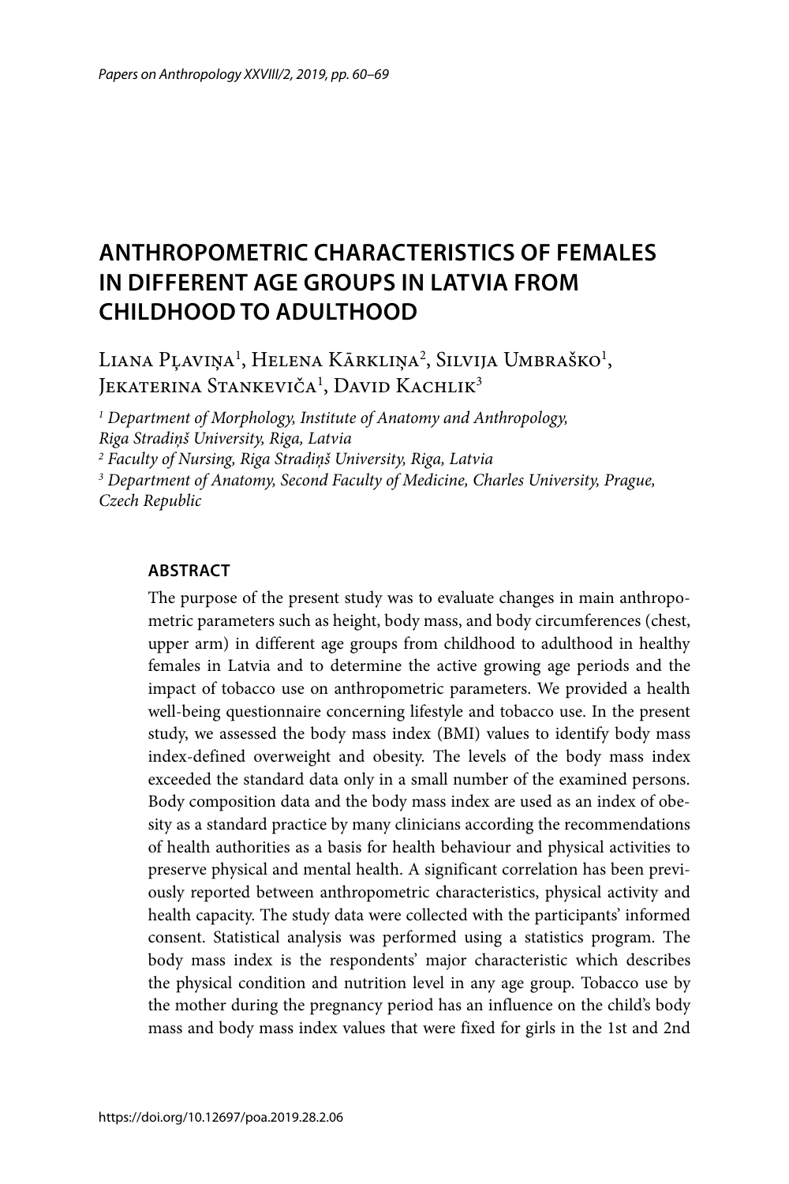# ANTHROPOMETRIC CHARACTERISTICS OF FEMALES IN DIFFERENT AGE GROUPS IN LATVIA FROM CHILDHOOD TO ADULTHOOD

Liana Pļaviņa[1], Helena Kārkliņa[2], Silvija Umbraško[1], Jekaterina Stankeviča[1], David Kachlik[3]

[1] *Department of Morphology, Institute of Anatomy and Anthropology, Riga Stradiņš University, Riga, Latvia*

[2] *Faculty of Nursing, Riga Stradiņš University, Riga, Latvia*

[3] *Department of Anatomy, Second Faculty of Medicine, Charles University, Prague, Czech Republic*

## ABSTRACT

The purpose of the present study was to evaluate changes in main anthropometric parameters such as height, body mass, and body circumferences (chest, upper arm) in different age groups from childhood to adulthood in healthy females in Latvia and to determine the active growing age periods and the impact of tobacco use on anthropometric parameters. We provided a health well-being questionnaire concerning lifestyle and tobacco use. In the present study, we assessed the body mass index (BMI) values to identify body mass index-defined overweight and obesity. The levels of the body mass index exceeded the standard data only in a small number of the examined persons. Body composition data and the body mass index are used as an index of obesity as a standard practice by many clinicians according the recommendations of health authorities as a basis for health behaviour and physical activities to preserve physical and mental health. A significant correlation has been previously reported between anthropometric characteristics, physical activity and health capacity. The study data were collected with the participants' informed consent. Statistical analysis was performed using a statistics program. The body mass index is the respondents' major characteristic which describes the physical condition and nutrition level in any age group. Tobacco use by the mother during the pregnancy period has an influence on the child's body mass and body mass index values that were fixed for girls in the 1st and 2nd

https://doi.org/10.12697/poa.2019.28.2.06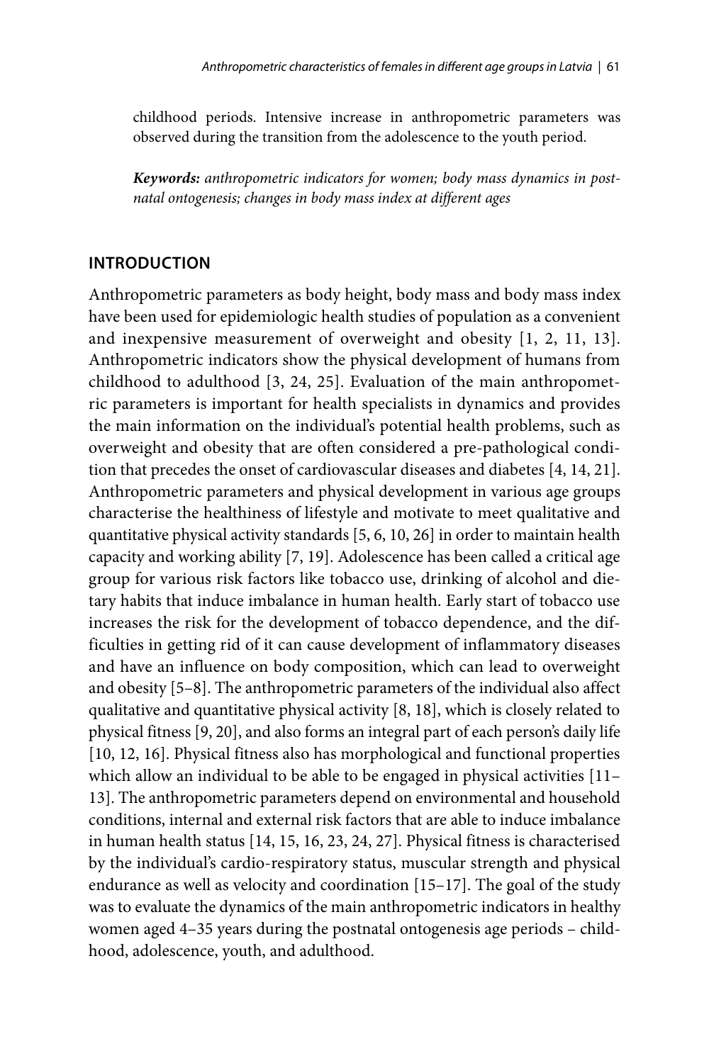childhood periods. Intensive increase in anthropometric parameters was observed during the transition from the adolescence to the youth period.

***Keywords:*** *anthropometric indicators for women; body mass dynamics in post-natal ontogenesis; changes in body mass index at different ages*

## INTRODUCTION

Anthropometric parameters as body height, body mass and body mass index have been used for epidemiologic health studies of population as a convenient and inexpensive measurement of overweight and obesity [1, 2, 11, 13]. Anthropometric indicators show the physical development of humans from childhood to adulthood [3, 24, 25]. Evaluation of the main anthropometric parameters is important for health specialists in dynamics and provides the main information on the individual's potential health problems, such as overweight and obesity that are often considered a pre-pathological condition that precedes the onset of cardiovascular diseases and diabetes [4, 14, 21]. Anthropometric parameters and physical development in various age groups characterise the healthiness of lifestyle and motivate to meet qualitative and quantitative physical activity standards [5, 6, 10, 26] in order to maintain health capacity and working ability [7, 19]. Adolescence has been called a critical age group for various risk factors like tobacco use, drinking of alcohol and dietary habits that induce imbalance in human health. Early start of tobacco use increases the risk for the development of tobacco dependence, and the difficulties in getting rid of it can cause development of inflammatory diseases and have an influence on body composition, which can lead to overweight and obesity [5–8]. The anthropometric parameters of the individual also affect qualitative and quantitative physical activity [8, 18], which is closely related to physical fitness [9, 20], and also forms an integral part of each person's daily life [10, 12, 16]. Physical fitness also has morphological and functional properties which allow an individual to be able to be engaged in physical activities [11–13]. The anthropometric parameters depend on environmental and household conditions, internal and external risk factors that are able to induce imbalance in human health status [14, 15, 16, 23, 24, 27]. Physical fitness is characterised by the individual's cardio-respiratory status, muscular strength and physical endurance as well as velocity and coordination [15–17]. The goal of the study was to evaluate the dynamics of the main anthropometric indicators in healthy women aged 4–35 years during the postnatal ontogenesis age periods – childhood, adolescence, youth, and adulthood.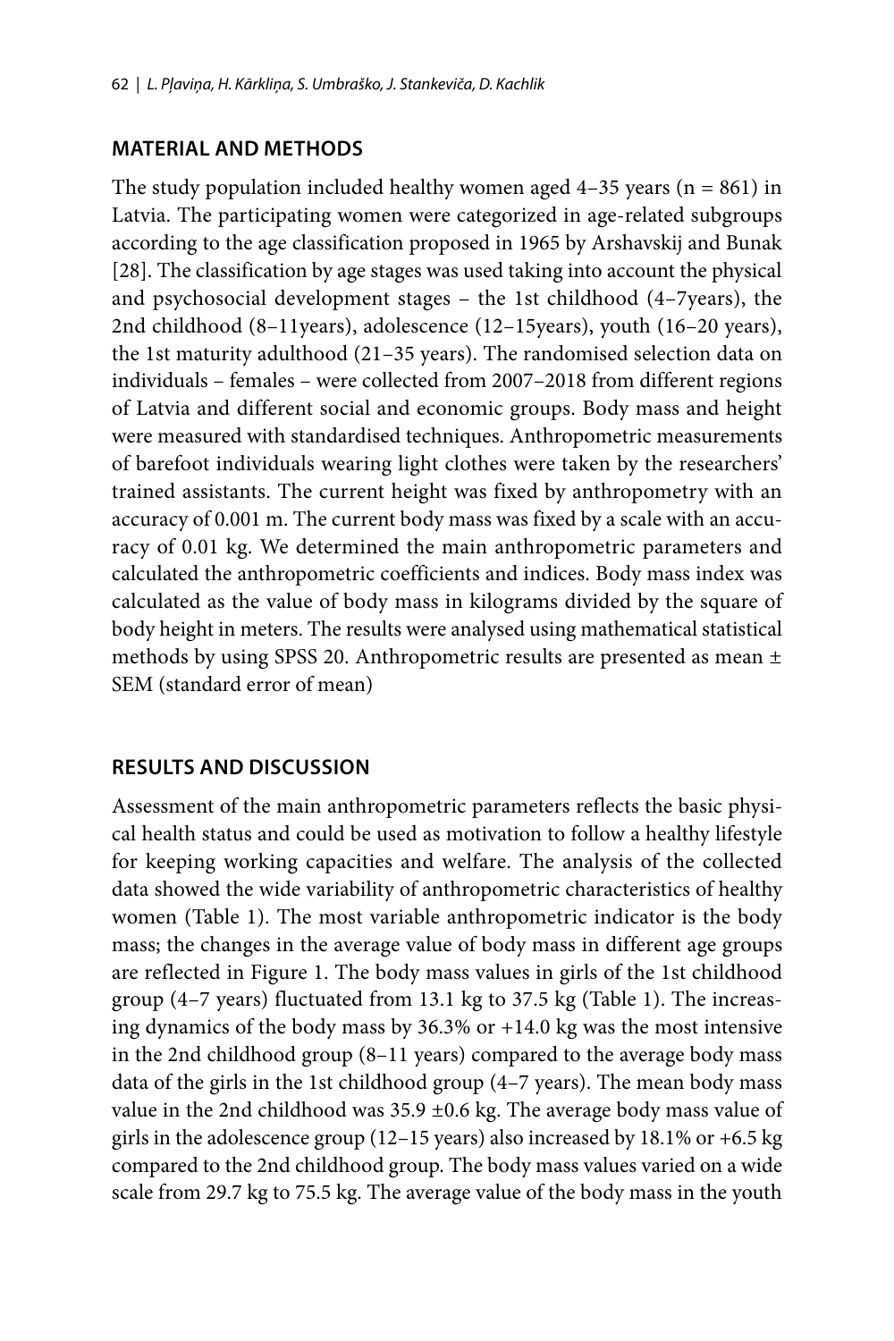## MATERIAL AND METHODS

The study population included healthy women aged 4–35 years (n = 861) in Latvia. The participating women were categorized in age-related subgroups according to the age classification proposed in 1965 by Arshavskij and Bunak [28]. The classification by age stages was used taking into account the physical and psychosocial development stages – the 1st childhood (4–7years), the 2nd childhood (8–11years), adolescence (12–15years), youth (16–20 years), the 1st maturity adulthood (21–35 years). The randomised selection data on individuals – females – were collected from 2007–2018 from different regions of Latvia and different social and economic groups. Body mass and height were measured with standardised techniques. Anthropometric measurements of barefoot individuals wearing light clothes were taken by the researchers' trained assistants. The current height was fixed by anthropometry with an accuracy of 0.001 m. The current body mass was fixed by a scale with an accuracy of 0.01 kg. We determined the main anthropometric parameters and calculated the anthropometric coefficients and indices. Body mass index was calculated as the value of body mass in kilograms divided by the square of body height in meters. The results were analysed using mathematical statistical methods by using SPSS 20. Anthropometric results are presented as mean ± SEM (standard error of mean)

## RESULTS AND DISCUSSION

Assessment of the main anthropometric parameters reflects the basic physical health status and could be used as motivation to follow a healthy lifestyle for keeping working capacities and welfare. The analysis of the collected data showed the wide variability of anthropometric characteristics of healthy women (Table 1). The most variable anthropometric indicator is the body mass; the changes in the average value of body mass in different age groups are reflected in Figure 1. The body mass values in girls of the 1st childhood group (4–7 years) fluctuated from 13.1 kg to 37.5 kg (Table 1). The increasing dynamics of the body mass by 36.3% or +14.0 kg was the most intensive in the 2nd childhood group (8–11 years) compared to the average body mass data of the girls in the 1st childhood group (4–7 years). The mean body mass value in the 2nd childhood was 35.9 ±0.6 kg. The average body mass value of girls in the adolescence group (12–15 years) also increased by 18.1% or +6.5 kg compared to the 2nd childhood group. The body mass values varied on a wide scale from 29.7 kg to 75.5 kg. The average value of the body mass in the youth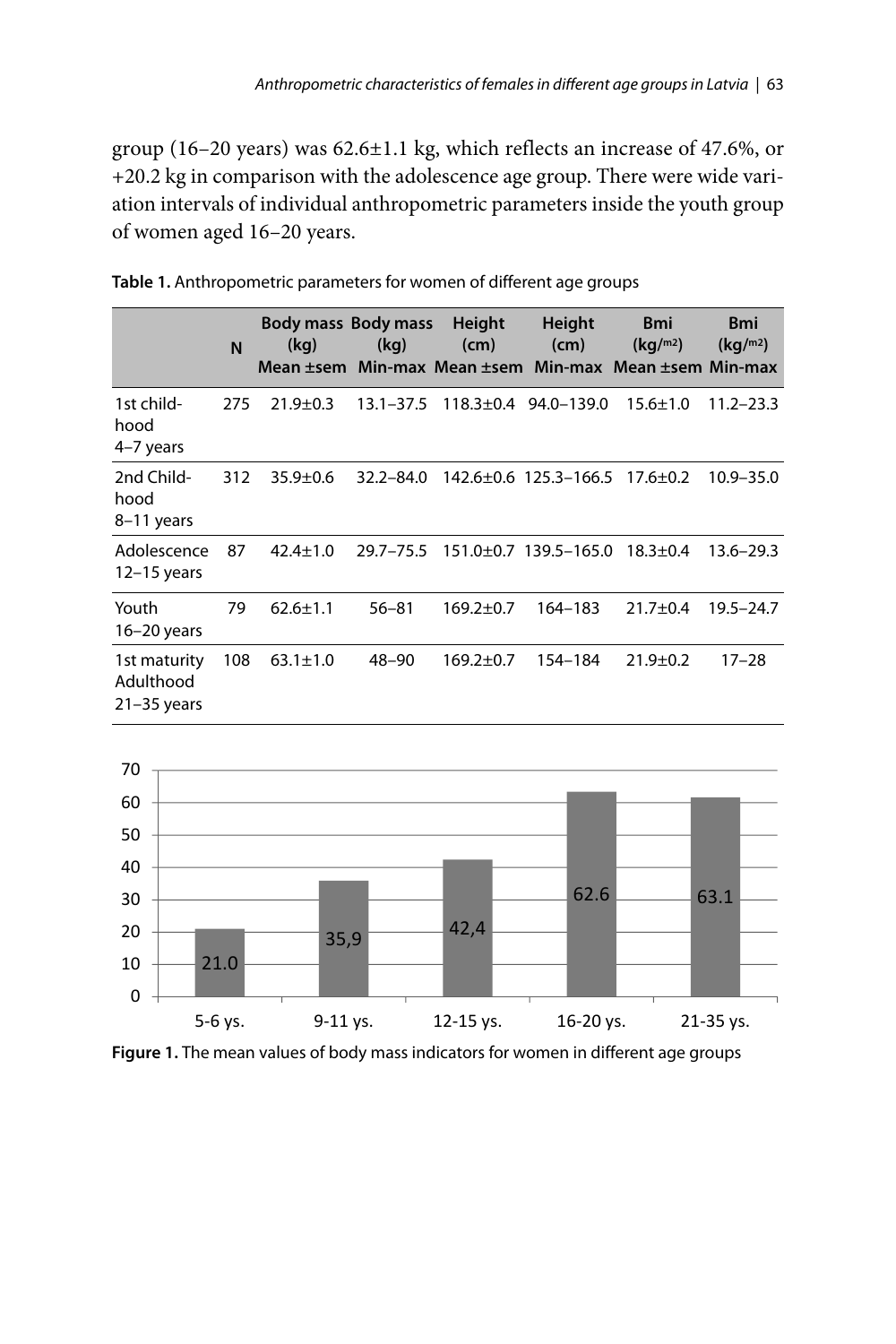group (16–20 years) was 62.6±1.1 kg, which reflects an increase of 47.6%, or +20.2 kg in comparison with the adolescence age group. There were wide variation intervals of individual anthropometric parameters inside the youth group of women aged 16–20 years.

**Table 1.** Anthropometric parameters for women of different age groups

| | N | Body mass (kg) Mean ±sem | Body mass (kg) Min-max | Height (cm) Mean ±sem | Height (cm) Min-max | Bmi (kg/m2) Mean ±sem | Bmi (kg/m2) Min-max |
|---|---|---|---|---|---|---|---|
| 1st childhood 4–7 years | 275 | 21.9±0.3 | 13.1–37.5 | 118.3±0.4 | 94.0–139.0 | 15.6±1.0 | 11.2–23.3 |
| 2nd Childhood 8–11 years | 312 | 35.9±0.6 | 32.2–84.0 | 142.6±0.6 | 125.3–166.5 | 17.6±0.2 | 10.9–35.0 |
| Adolescence 12–15 years | 87 | 42.4±1.0 | 29.7–75.5 | 151.0±0.7 | 139.5–165.0 | 18.3±0.4 | 13.6–29.3 |
| Youth 16–20 years | 79 | 62.6±1.1 | 56–81 | 169.2±0.7 | 164–183 | 21.7±0.4 | 19.5–24.7 |
| 1st maturity Adulthood 21–35 years | 108 | 63.1±1.0 | 48–90 | 169.2±0.7 | 154–184 | 21.9±0.2 | 17–28 |

**Figure 1.** The mean values of body mass indicators for women in different age groups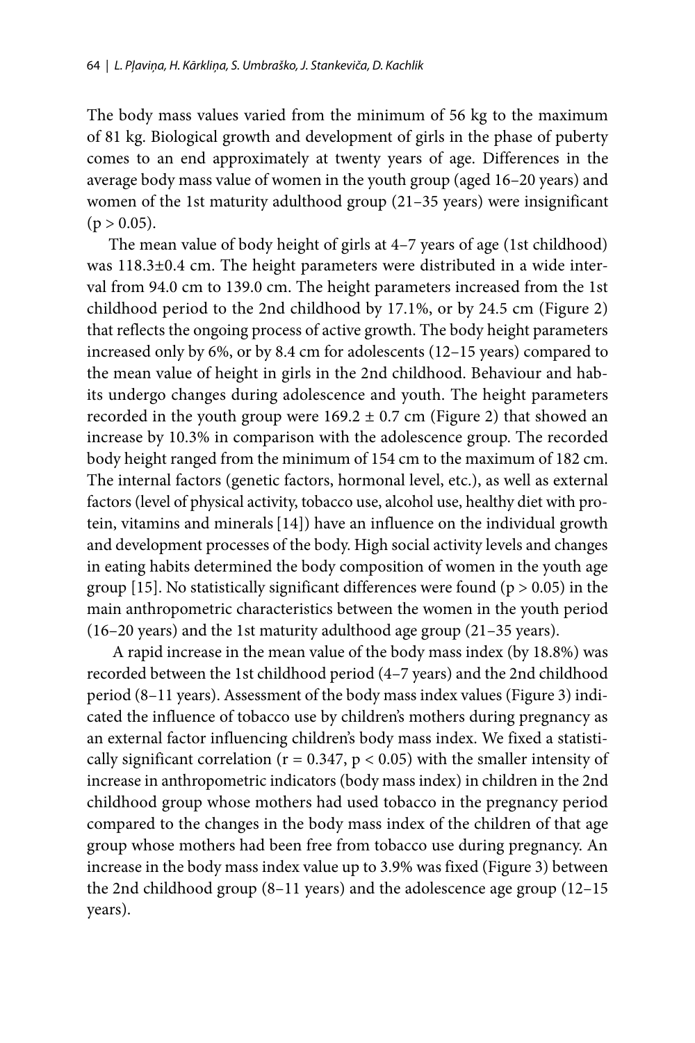The body mass values varied from the minimum of 56 kg to the maximum of 81 kg. Biological growth and development of girls in the phase of puberty comes to an end approximately at twenty years of age. Differences in the average body mass value of women in the youth group (aged 16–20 years) and women of the 1st maturity adulthood group (21–35 years) were insignificant ($p > 0.05$).

The mean value of body height of girls at 4–7 years of age (1st childhood) was 118.3±0.4 cm. The height parameters were distributed in a wide interval from 94.0 cm to 139.0 cm. The height parameters increased from the 1st childhood period to the 2nd childhood by 17.1%, or by 24.5 cm (Figure 2) that reflects the ongoing process of active growth. The body height parameters increased only by 6%, or by 8.4 cm for adolescents (12–15 years) compared to the mean value of height in girls in the 2nd childhood. Behaviour and habits undergo changes during adolescence and youth. The height parameters recorded in the youth group were 169.2 ± 0.7 cm (Figure 2) that showed an increase by 10.3% in comparison with the adolescence group. The recorded body height ranged from the minimum of 154 cm to the maximum of 182 cm. The internal factors (genetic factors, hormonal level, etc.), as well as external factors (level of physical activity, tobacco use, alcohol use, healthy diet with protein, vitamins and minerals [14]) have an influence on the individual growth and development processes of the body. High social activity levels and changes in eating habits determined the body composition of women in the youth age group [15]. No statistically significant differences were found ($p > 0.05$) in the main anthropometric characteristics between the women in the youth period (16–20 years) and the 1st maturity adulthood age group (21–35 years).

A rapid increase in the mean value of the body mass index (by 18.8%) was recorded between the 1st childhood period (4–7 years) and the 2nd childhood period (8–11 years). Assessment of the body mass index values (Figure 3) indicated the influence of tobacco use by children's mothers during pregnancy as an external factor influencing children's body mass index. We fixed a statistically significant correlation ($r = 0.347$, $p < 0.05$) with the smaller intensity of increase in anthropometric indicators (body mass index) in children in the 2nd childhood group whose mothers had used tobacco in the pregnancy period compared to the changes in the body mass index of the children of that age group whose mothers had been free from tobacco use during pregnancy. An increase in the body mass index value up to 3.9% was fixed (Figure 3) between the 2nd childhood group (8–11 years) and the adolescence age group (12–15 years).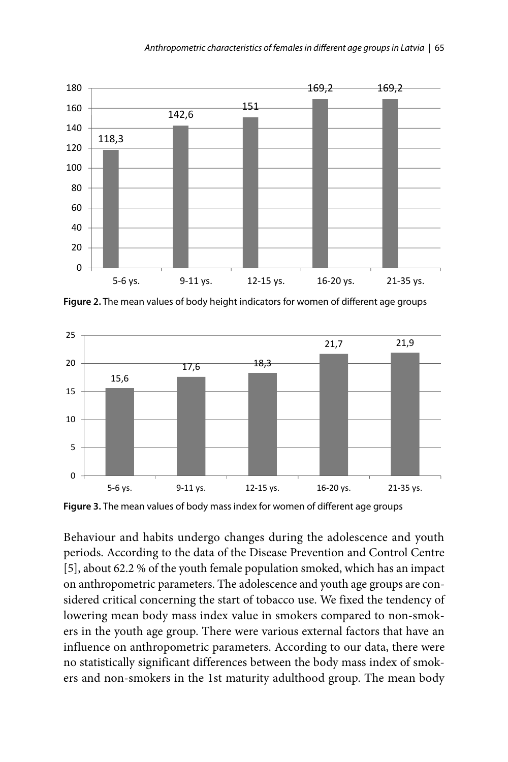**Figure 2.** The mean values of body height indicators for women of different age groups

**Figure 3.** The mean values of body mass index for women of different age groups

Behaviour and habits undergo changes during the adolescence and youth periods. According to the data of the Disease Prevention and Control Centre [5], about 62.2 % of the youth female population smoked, which has an impact on anthropometric parameters. The adolescence and youth age groups are considered critical concerning the start of tobacco use. We fixed the tendency of lowering mean body mass index value in smokers compared to non-smokers in the youth age group. There were various external factors that have an influence on anthropometric parameters. According to our data, there were no statistically significant differences between the body mass index of smokers and non-smokers in the 1st maturity adulthood group. The mean body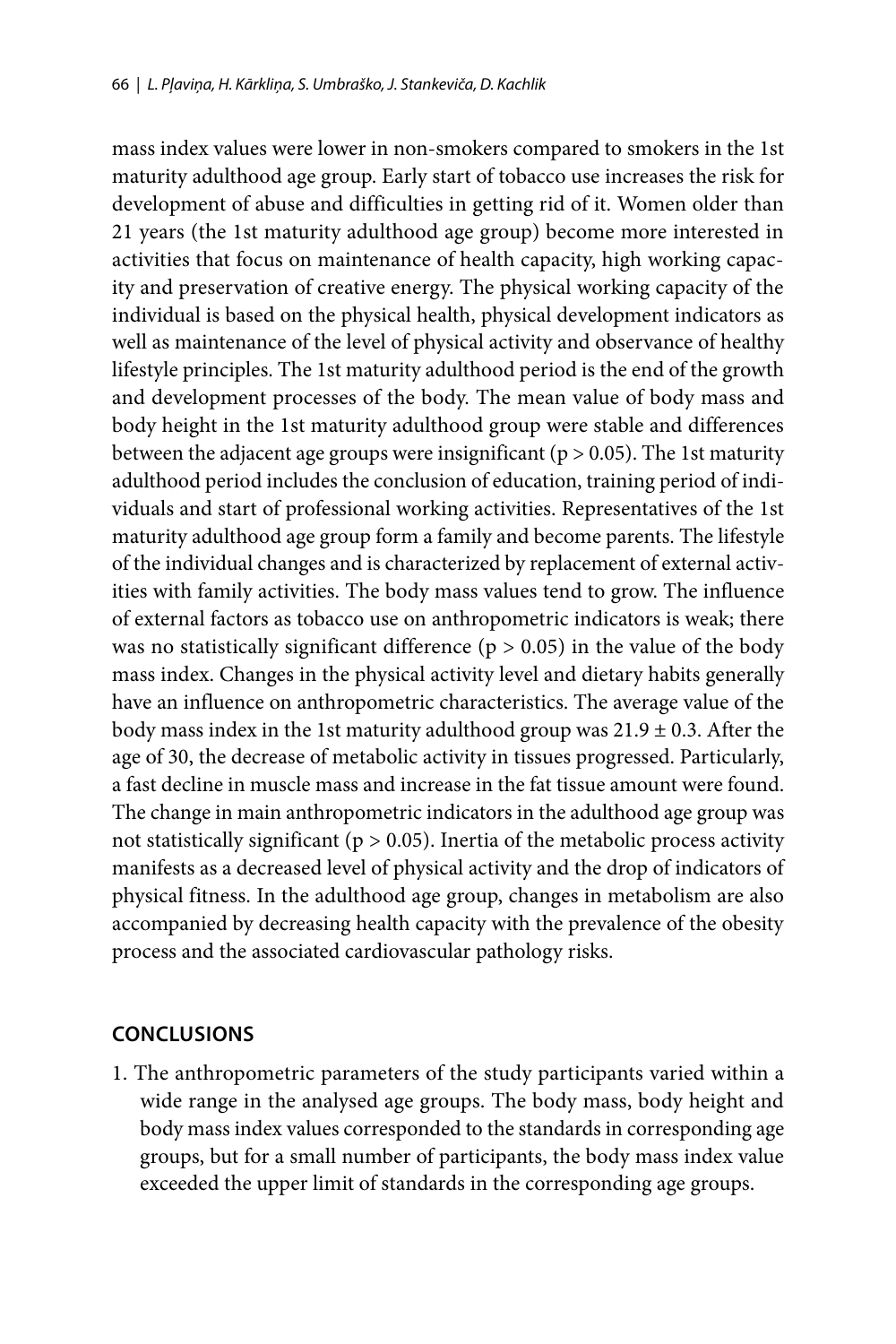mass index values were lower in non-smokers compared to smokers in the 1st maturity adulthood age group. Early start of tobacco use increases the risk for development of abuse and difficulties in getting rid of it. Women older than 21 years (the 1st maturity adulthood age group) become more interested in activities that focus on maintenance of health capacity, high working capacity and preservation of creative energy. The physical working capacity of the individual is based on the physical health, physical development indicators as well as maintenance of the level of physical activity and observance of healthy lifestyle principles. The 1st maturity adulthood period is the end of the growth and development processes of the body. The mean value of body mass and body height in the 1st maturity adulthood group were stable and differences between the adjacent age groups were insignificant ($p > 0.05$). The 1st maturity adulthood period includes the conclusion of education, training period of individuals and start of professional working activities. Representatives of the 1st maturity adulthood age group form a family and become parents. The lifestyle of the individual changes and is characterized by replacement of external activities with family activities. The body mass values tend to grow. The influence of external factors as tobacco use on anthropometric indicators is weak; there was no statistically significant difference ($p > 0.05$) in the value of the body mass index. Changes in the physical activity level and dietary habits generally have an influence on anthropometric characteristics. The average value of the body mass index in the 1st maturity adulthood group was $21.9 \pm 0.3$. After the age of 30, the decrease of metabolic activity in tissues progressed. Particularly, a fast decline in muscle mass and increase in the fat tissue amount were found. The change in main anthropometric indicators in the adulthood age group was not statistically significant ($p > 0.05$). Inertia of the metabolic process activity manifests as a decreased level of physical activity and the drop of indicators of physical fitness. In the adulthood age group, changes in metabolism are also accompanied by decreasing health capacity with the prevalence of the obesity process and the associated cardiovascular pathology risks.

## CONCLUSIONS

1. The anthropometric parameters of the study participants varied within a wide range in the analysed age groups. The body mass, body height and body mass index values corresponded to the standards in corresponding age groups, but for a small number of participants, the body mass index value exceeded the upper limit of standards in the corresponding age groups.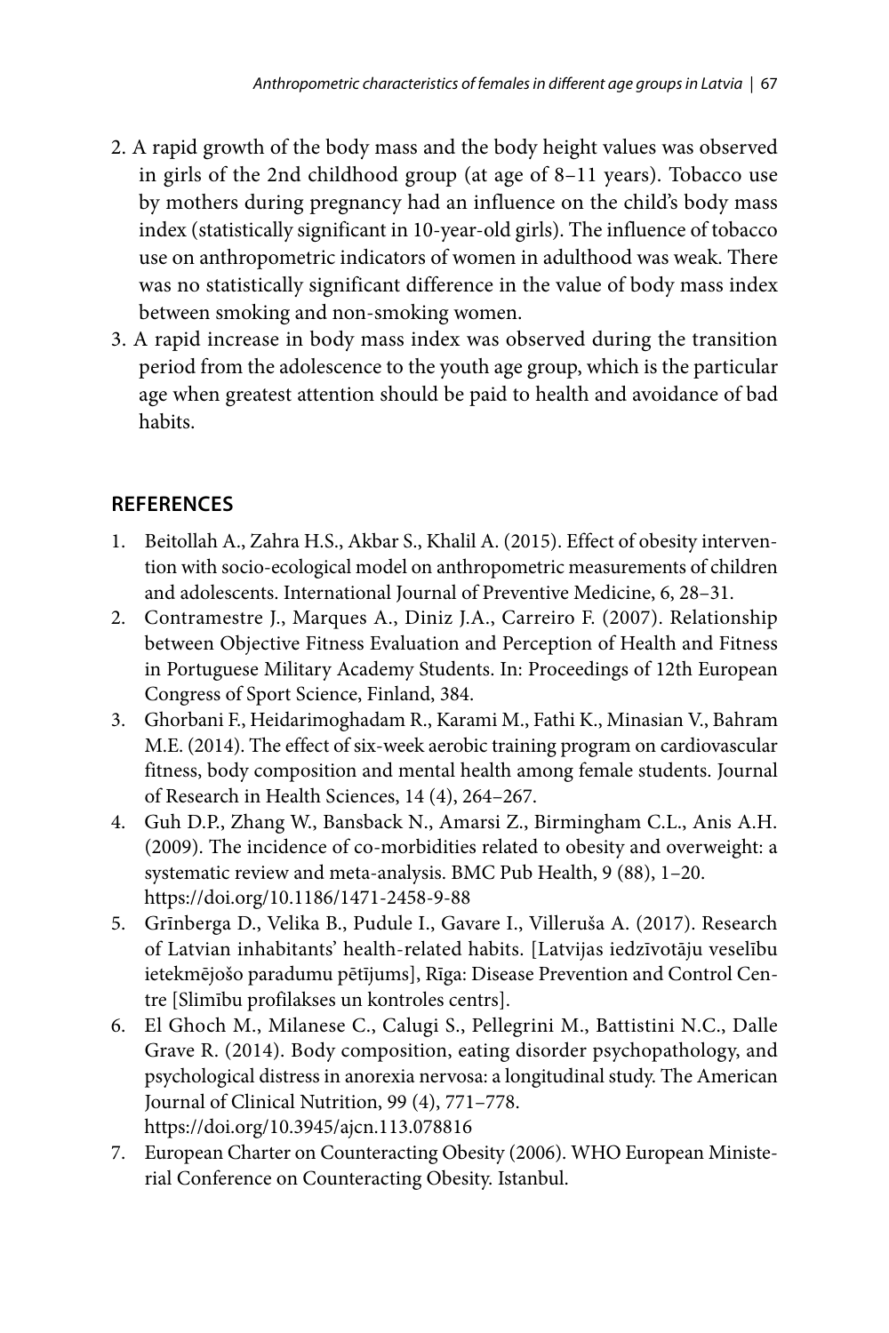2. A rapid growth of the body mass and the body height values was observed in girls of the 2nd childhood group (at age of 8–11 years). Tobacco use by mothers during pregnancy had an influence on the child's body mass index (statistically significant in 10-year-old girls). The influence of tobacco use on anthropometric indicators of women in adulthood was weak. There was no statistically significant difference in the value of body mass index between smoking and non-smoking women.
3. A rapid increase in body mass index was observed during the transition period from the adolescence to the youth age group, which is the particular age when greatest attention should be paid to health and avoidance of bad habits.

## REFERENCES

1. Beitollah A., Zahra H.S., Akbar S., Khalil A. (2015). Effect of obesity intervention with socio-ecological model on anthropometric measurements of children and adolescents. International Journal of Preventive Medicine, 6, 28–31.
2. Contramestre J., Marques A., Diniz J.A., Carreiro F. (2007). Relationship between Objective Fitness Evaluation and Perception of Health and Fitness in Portuguese Military Academy Students. In: Proceedings of 12th European Congress of Sport Science, Finland, 384.
3. Ghorbani F., Heidarimoghadam R., Karami M., Fathi K., Minasian V., Bahram M.E. (2014). The effect of six-week aerobic training program on cardiovascular fitness, body composition and mental health among female students. Journal of Research in Health Sciences, 14 (4), 264–267.
4. Guh D.P., Zhang W., Bansback N., Amarsi Z., Birmingham C.L., Anis A.H. (2009). The incidence of co-morbidities related to obesity and overweight: a systematic review and meta-analysis. BMC Pub Health, 9 (88), 1–20. https://doi.org/10.1186/1471-2458-9-88
5. Grīnberga D., Velika B., Pudule I., Gavare I., Villeruša A. (2017). Research of Latvian inhabitants' health-related habits. [Latvijas iedzīvotāju veselību ietekmējošo paradumu pētījums], Rīga: Disease Prevention and Control Centre [Slimību profilakses un kontroles centrs].
6. El Ghoch M., Milanese C., Calugi S., Pellegrini M., Battistini N.C., Dalle Grave R. (2014). Body composition, eating disorder psychopathology, and psychological distress in anorexia nervosa: a longitudinal study. The American Journal of Clinical Nutrition, 99 (4), 771–778. https://doi.org/10.3945/ajcn.113.078816
7. European Charter on Counteracting Obesity (2006). WHO European Ministerial Conference on Counteracting Obesity. Istanbul.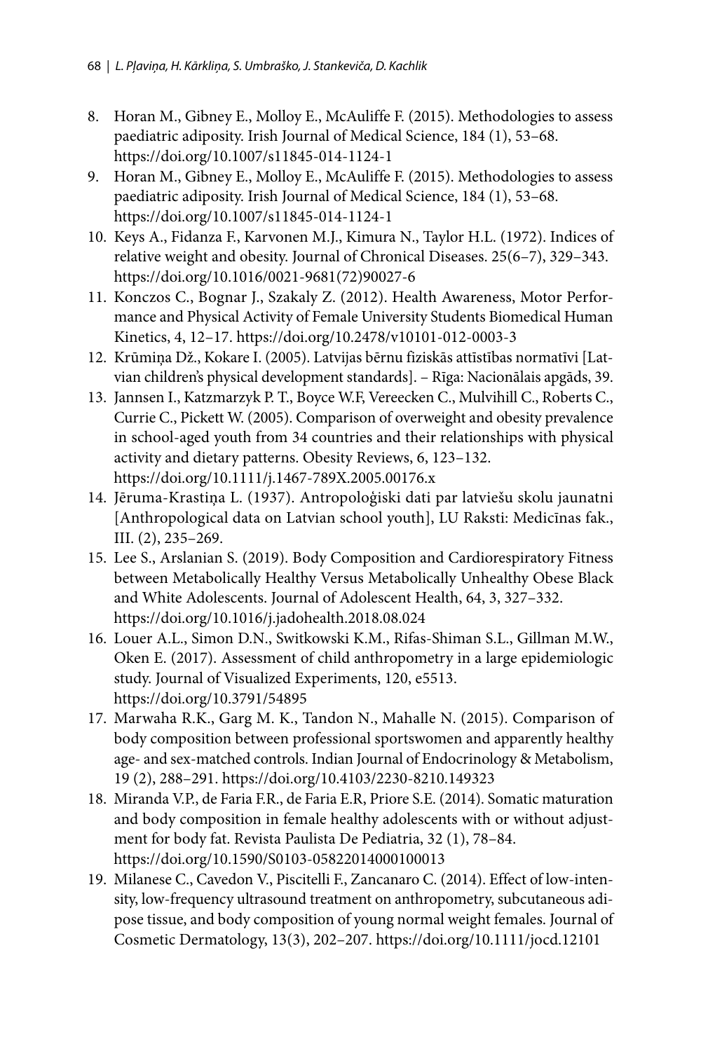8. Horan M., Gibney E., Molloy E., McAuliffe F. (2015). Methodologies to assess paediatric adiposity. Irish Journal of Medical Science, 184 (1), 53–68. https://doi.org/10.1007/s11845-014-1124-1
9. Horan M., Gibney E., Molloy E., McAuliffe F. (2015). Methodologies to assess paediatric adiposity. Irish Journal of Medical Science, 184 (1), 53–68. https://doi.org/10.1007/s11845-014-1124-1
10. Keys A., Fidanza F., Karvonen M.J., Kimura N., Taylor H.L. (1972). Indices of relative weight and obesity. Journal of Chronical Diseases. 25(6–7), 329–343. https://doi.org/10.1016/0021-9681(72)90027-6
11. Konczos C., Bognar J., Szakaly Z. (2012). Health Awareness, Motor Performance and Physical Activity of Female University Students Biomedical Human Kinetics, 4, 12–17. https://doi.org/10.2478/v10101-012-0003-3
12. Krūmiņa Dž., Kokare I. (2005). Latvijas bērnu fiziskās attīstības normatīvi [Latvian children's physical development standards]. – Rīga: Nacionālais apgāds, 39.
13. Jannsen I., Katzmarzyk P. T., Boyce W.F, Vereecken C., Mulvihill C., Roberts C., Currie C., Pickett W. (2005). Comparison of overweight and obesity prevalence in school-aged youth from 34 countries and their relationships with physical activity and dietary patterns. Obesity Reviews, 6, 123–132. https://doi.org/10.1111/j.1467-789X.2005.00176.x
14. Jēruma-Krastiņa L. (1937). Antropoloģiski dati par latviešu skolu jaunatni [Anthropological data on Latvian school youth], LU Raksti: Medicīnas fak., III. (2), 235–269.
15. Lee S., Arslanian S. (2019). Body Composition and Cardiorespiratory Fitness between Metabolically Healthy Versus Metabolically Unhealthy Obese Black and White Adolescents. Journal of Adolescent Health, 64, 3, 327–332. https://doi.org/10.1016/j.jadohealth.2018.08.024
16. Louer A.L., Simon D.N., Switkowski K.M., Rifas-Shiman S.L., Gillman M.W., Oken E. (2017). Assessment of child anthropometry in a large epidemiologic study. Journal of Visualized Experiments, 120, e5513. https://doi.org/10.3791/54895
17. Marwaha R.K., Garg M. K., Tandon N., Mahalle N. (2015). Comparison of body composition between professional sportswomen and apparently healthy age- and sex-matched controls. Indian Journal of Endocrinology & Metabolism, 19 (2), 288–291. https://doi.org/10.4103/2230-8210.149323
18. Miranda V.P., de Faria F.R., de Faria E.R, Priore S.E. (2014). Somatic maturation and body composition in female healthy adolescents with or without adjustment for body fat. Revista Paulista De Pediatria, 32 (1), 78–84. https://doi.org/10.1590/S0103-05822014000100013
19. Milanese C., Cavedon V., Piscitelli F., Zancanaro C. (2014). Effect of low-intensity, low-frequency ultrasound treatment on anthropometry, subcutaneous adipose tissue, and body composition of young normal weight females. Journal of Cosmetic Dermatology, 13(3), 202–207. https://doi.org/10.1111/jocd.12101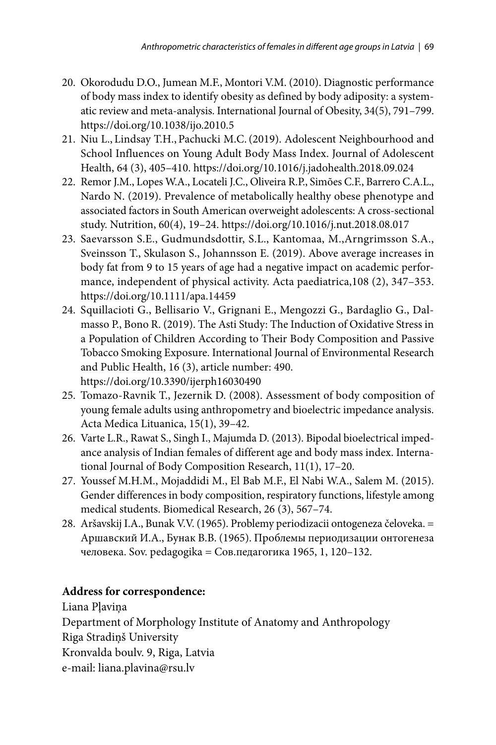20. Okorodudu D.O., Jumean M.F., Montori V.M. (2010). Diagnostic performance of body mass index to identify obesity as defined by body adiposity: a systematic review and meta-analysis. International Journal of Obesity, 34(5), 791–799. https://doi.org/10.1038/ijo.2010.5
21. Niu L., Lindsay T.H., Pachucki M.C. (2019). Adolescent Neighbourhood and School Influences on Young Adult Body Mass Index. Journal of Adolescent Health, 64 (3), 405–410. https://doi.org/10.1016/j.jadohealth.2018.09.024
22. Remor J.M., Lopes W.A., Locateli J.C., Oliveira R.P., Simões C.F., Barrero C.A.L., Nardo N. (2019). Prevalence of metabolically healthy obese phenotype and associated factors in South American overweight adolescents: A cross-sectional study. Nutrition, 60(4), 19–24. https://doi.org/10.1016/j.nut.2018.08.017
23. Saevarsson S.E., Gudmundsdottir, S.L., Kantomaa, M.,Arngrimsson S.A., Sveinsson T., Skulason S., Johannsson E. (2019). Above average increases in body fat from 9 to 15 years of age had a negative impact on academic performance, independent of physical activity. Acta paediatrica,108 (2), 347–353. https://doi.org/10.1111/apa.14459
24. Squillacioti G., Bellisario V., Grignani E., Mengozzi G., Bardaglio G., Dalmasso P., Bono R. (2019). The Asti Study: The Induction of Oxidative Stress in a Population of Children According to Their Body Composition and Passive Tobacco Smoking Exposure. International Journal of Environmental Research and Public Health, 16 (3), article number: 490. https://doi.org/10.3390/ijerph16030490
25. Tomazo-Ravnik T., Jezernik D. (2008). Assessment of body composition of young female adults using anthropometry and bioelectric impedance analysis. Acta Medica Lituanica, 15(1), 39–42.
26. Varte L.R., Rawat S., Singh I., Majumda D. (2013). Bipodal bioelectrical impedance analysis of Indian females of different age and body mass index. International Journal of Body Composition Research, 11(1), 17–20.
27. Youssef M.H.M., Mojaddidi M., El Bab M.F., El Nabi W.A., Salem M. (2015). Gender differences in body composition, respiratory functions, lifestyle among medical students. Biomedical Research, 26 (3), 567–74.
28. Aršavskij I.A., Bunak V.V. (1965). Problemy periodizacii ontogeneza čeloveka. = Аршавский И.А., Бунак В.В. (1965). Проблемы периодизации онтогенеза человека. Sov. pedagogika = Сов.педагогика 1965, 1, 120–132.

**Address for correspondence:**

Liana Pļaviņa
Department of Morphology Institute of Anatomy and Anthropology
Riga Stradiņš University
Kronvalda boulv. 9, Riga, Latvia
e-mail: liana.plavina@rsu.lv